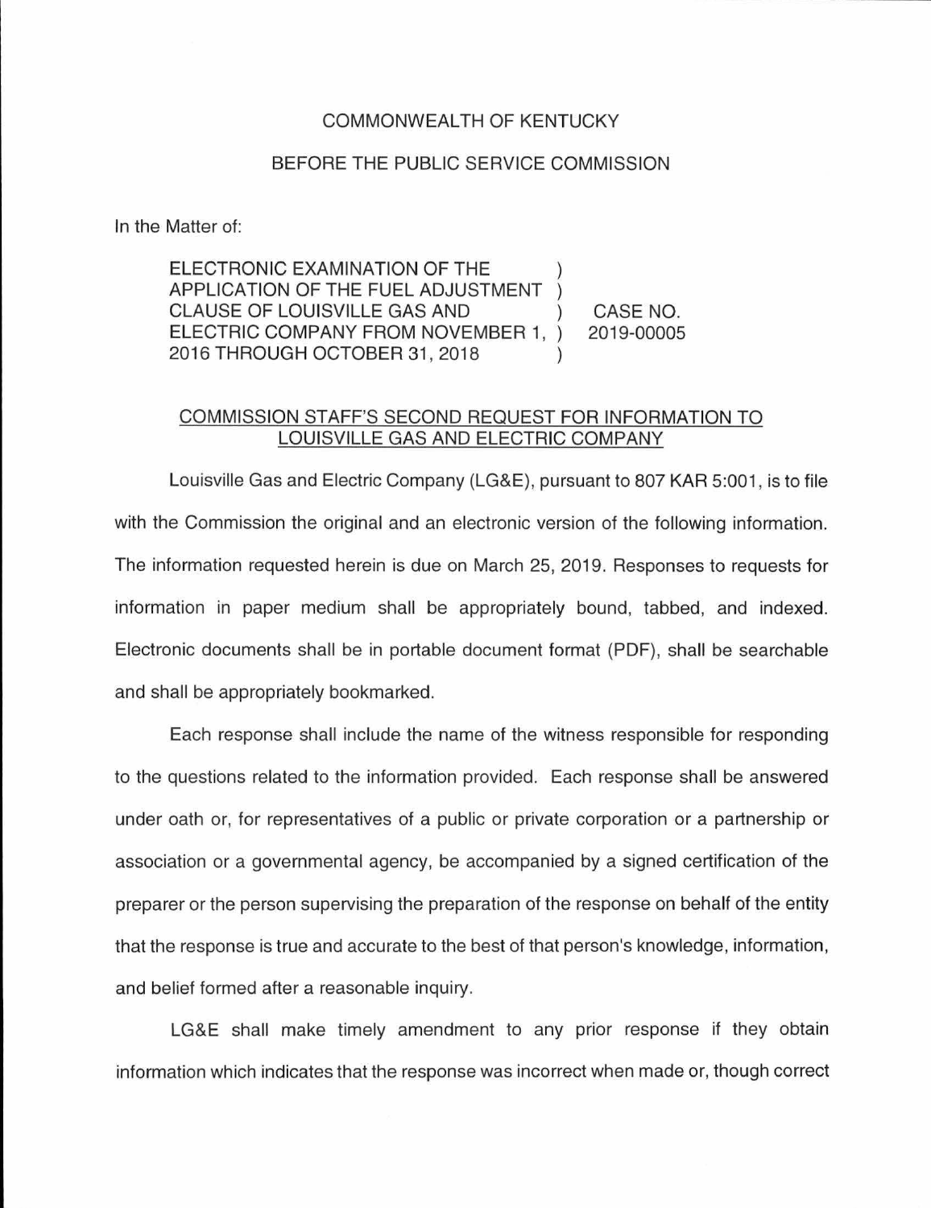COMMONWEALTH OF KENTUCKY

BEFORE THE PUBLIC SERVICE COMMISSION

In the Matter of:

| | | |
|---|---|---|
| ELECTRONIC EXAMINATION OF THE APPLICATION OF THE FUEL ADJUSTMENT CLAUSE OF LOUISVILLE GAS AND ELECTRIC COMPANY FROM NOVEMBER 1, 2016 THROUGH OCTOBER 31, 2018 | ) | CASE NO. 2019-00005 |

COMMISSION STAFF'S SECOND REQUEST FOR INFORMATION TO LOUISVILLE GAS AND ELECTRIC COMPANY

Louisville Gas and Electric Company (LG&E), pursuant to 807 KAR 5:001, is to file with the Commission the original and an electronic version of the following information. The information requested herein is due on March 25, 2019. Responses to requests for information in paper medium shall be appropriately bound, tabbed, and indexed. Electronic documents shall be in portable document format (PDF), shall be searchable and shall be appropriately bookmarked.

Each response shall include the name of the witness responsible for responding to the questions related to the information provided. Each response shall be answered under oath or, for representatives of a public or private corporation or a partnership or association or a governmental agency, be accompanied by a signed certification of the preparer or the person supervising the preparation of the response on behalf of the entity that the response is true and accurate to the best of that person's knowledge, information, and belief formed after a reasonable inquiry.

LG&E shall make timely amendment to any prior response if they obtain information which indicates that the response was incorrect when made or, though correct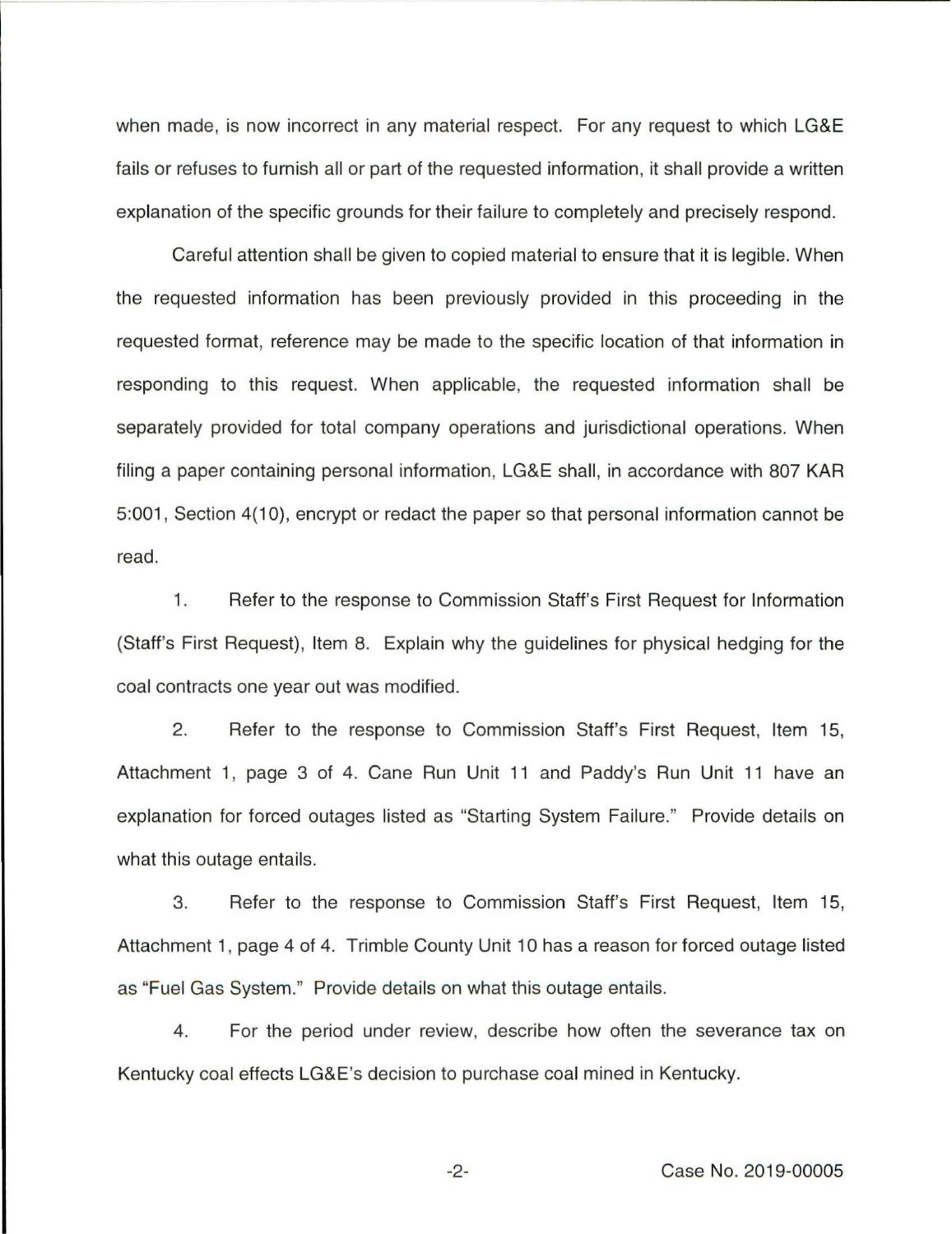when made, is now incorrect in any material respect. For any request to which LG&E fails or refuses to furnish all or part of the requested information, it shall provide a written explanation of the specific grounds for their failure to completely and precisely respond.

Careful attention shall be given to copied material to ensure that it is legible. When the requested information has been previously provided in this proceeding in the requested format, reference may be made to the specific location of that information in responding to this request. When applicable, the requested information shall be separately provided for total company operations and jurisdictional operations. When filing a paper containing personal information, LG&E shall, in accordance with 807 KAR 5:001, Section 4(10), encrypt or redact the paper so that personal information cannot be read.

1. Refer to the response to Commission Staff's First Request for Information (Staff's First Request), Item 8. Explain why the guidelines for physical hedging for the coal contracts one year out was modified.

2. Refer to the response to Commission Staff's First Request, Item 15, Attachment 1, page 3 of 4. Cane Run Unit 11 and Paddy's Run Unit 11 have an explanation for forced outages listed as "Starting System Failure." Provide details on what this outage entails.

3. Refer to the response to Commission Staff's First Request, Item 15, Attachment 1, page 4 of 4. Trimble County Unit 10 has a reason for forced outage listed as "Fuel Gas System." Provide details on what this outage entails.

4. For the period under review, describe how often the severance tax on Kentucky coal effects LG&E's decision to purchase coal mined in Kentucky.

Case No. 2019-00005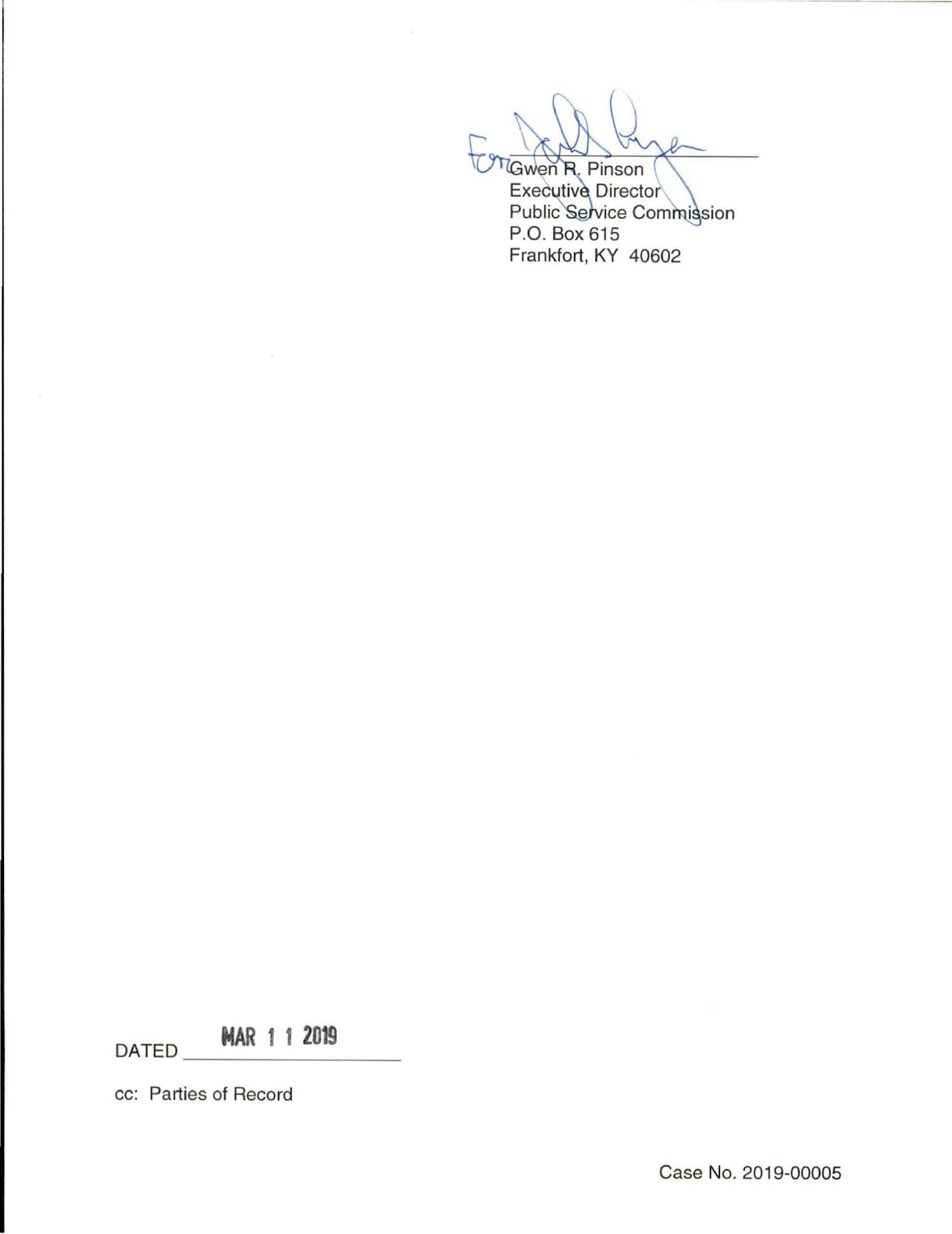For Gwen R. Pinson
Executive Director
Public Service Commission
P.O. Box 615
Frankfort, KY 40602

DATED MAR 1 1 2019

cc: Parties of Record

Case No. 2019-00005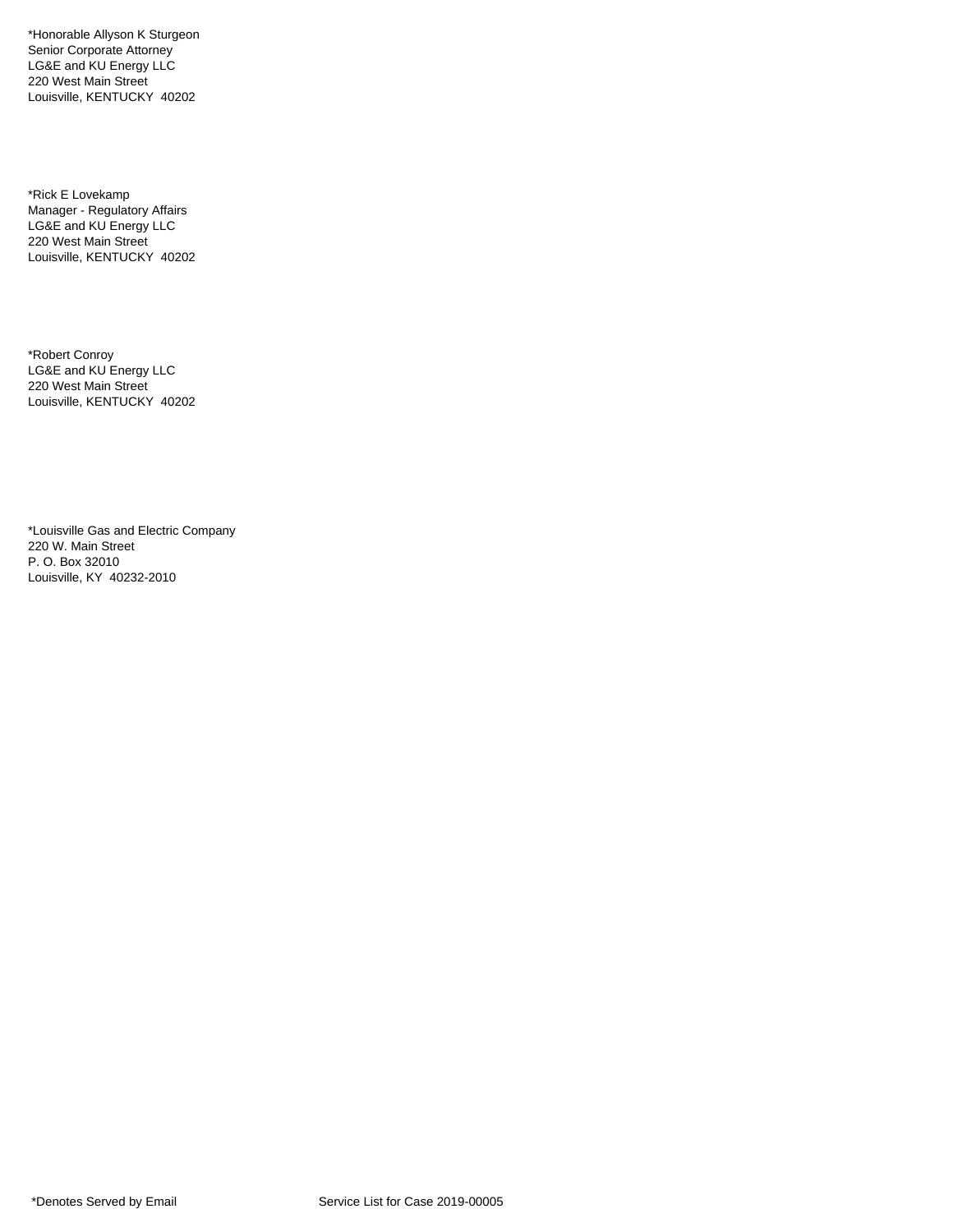*Honorable Allyson K Sturgeon
Senior Corporate Attorney
LG&E and KU Energy LLC
220 West Main Street
Louisville, KENTUCKY  40202

*Rick E Lovekamp
Manager - Regulatory Affairs
LG&E and KU Energy LLC
220 West Main Street
Louisville, KENTUCKY  40202

*Robert Conroy
LG&E and KU Energy LLC
220 West Main Street
Louisville, KENTUCKY  40202

*Louisville Gas and Electric Company
220 W. Main Street
P. O. Box 32010
Louisville, KY  40232-2010

*Denotes Served by Email

Service List for Case 2019-00005